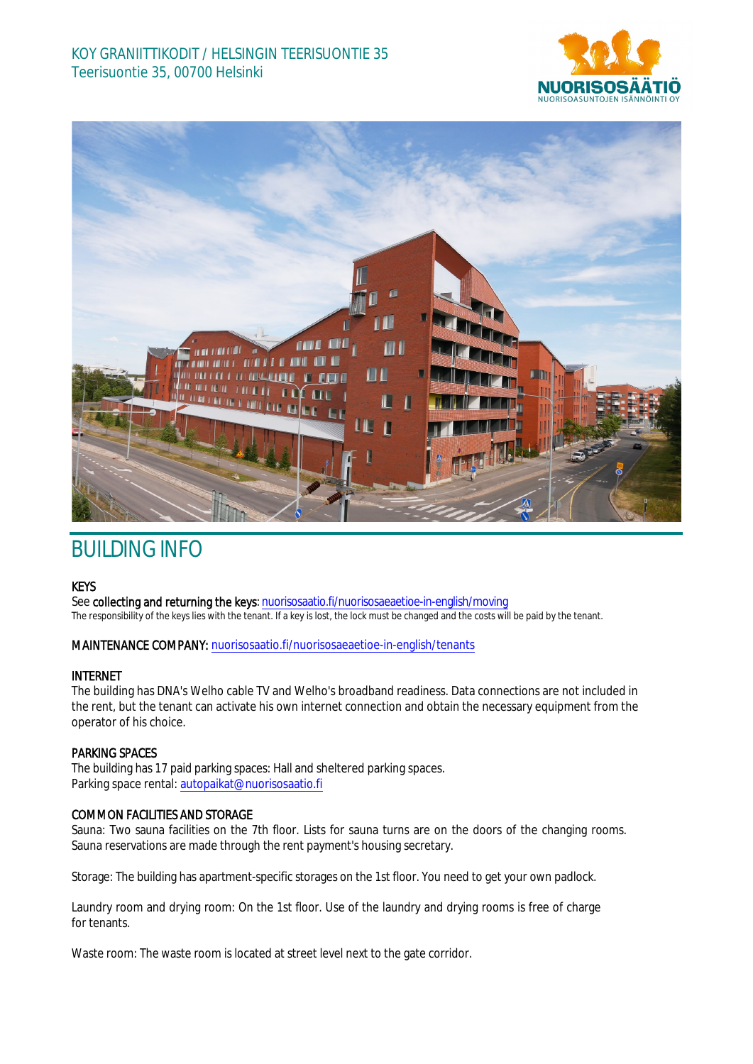KOY GRANIITTIKODIT / HELSINGIN TEERISUONTIE 35
Teerisuontie 35, 00700 Helsinki

# BUILDING INFO

## KEYS

See **collecting and returning the keys**: nuorisosaatio.fi/nuorisosaeaetioe-in-english/moving
The responsibility of the keys lies with the tenant. If a key is lost, the lock must be changed and the costs will be paid by the tenant.

## MAINTENANCE COMPANY:

nuorisosaatio.fi/nuorisosaeaetioe-in-english/tenants

## INTERNET

The building has DNA's Welho cable TV and Welho's broadband readiness. Data connections are not included in the rent, but the tenant can activate his own internet connection and obtain the necessary equipment from the operator of his choice.

## PARKING SPACES

The building has 17 paid parking spaces: Hall and sheltered parking spaces.
Parking space rental: autopaikat@nuorisosaatio.fi

## COMMON FACILITIES AND STORAGE

Sauna: Two sauna facilities on the 7th floor. Lists for sauna turns are on the doors of the changing rooms. Sauna reservations are made through the rent payment's housing secretary.

Storage: The building has apartment-specific storages on the 1st floor. You need to get your own padlock.

Laundry room and drying room: On the 1st floor. Use of the laundry and drying rooms is free of charge for tenants.

Waste room: The waste room is located at street level next to the gate corridor.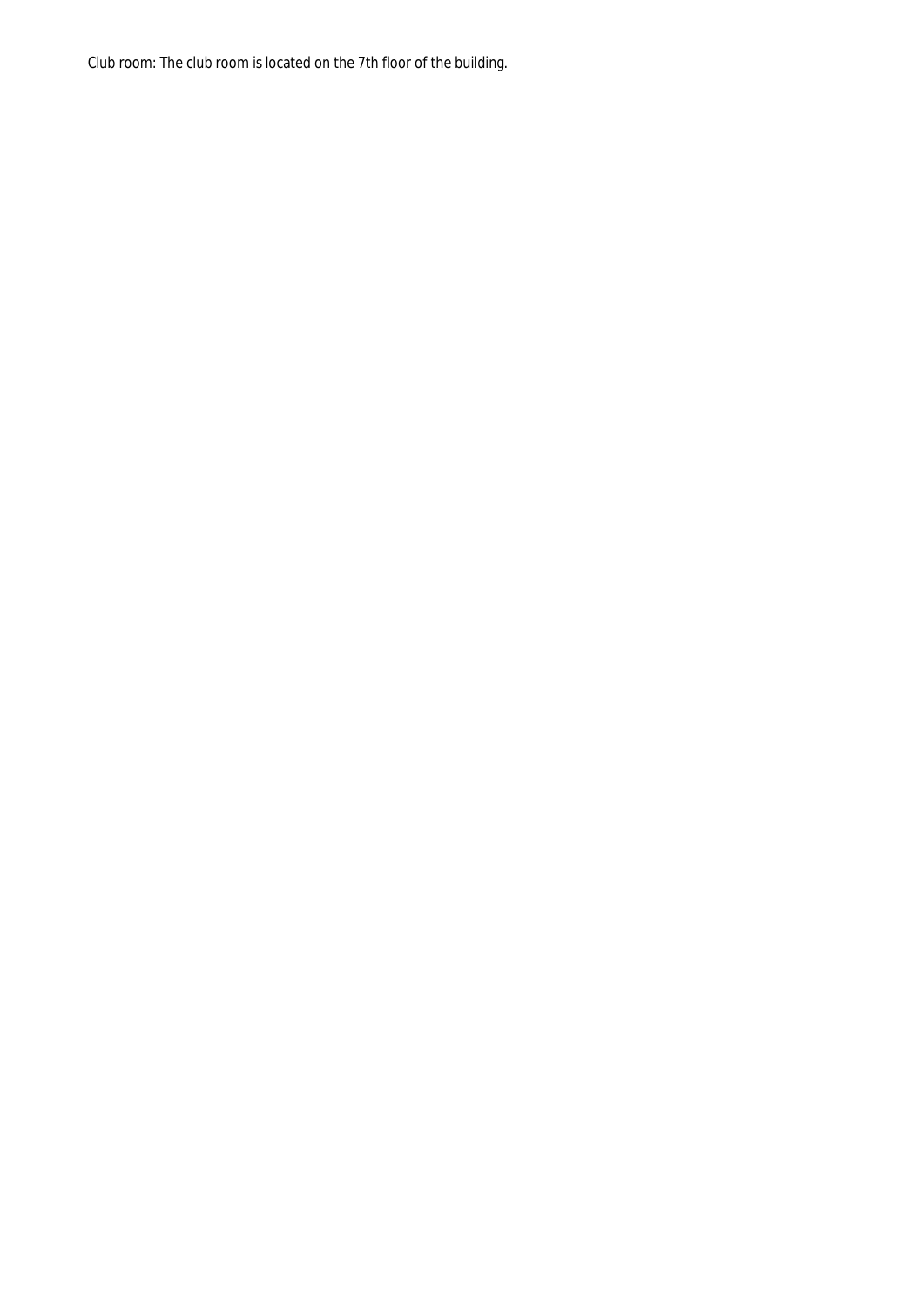Club room: The club room is located on the 7th floor of the building.